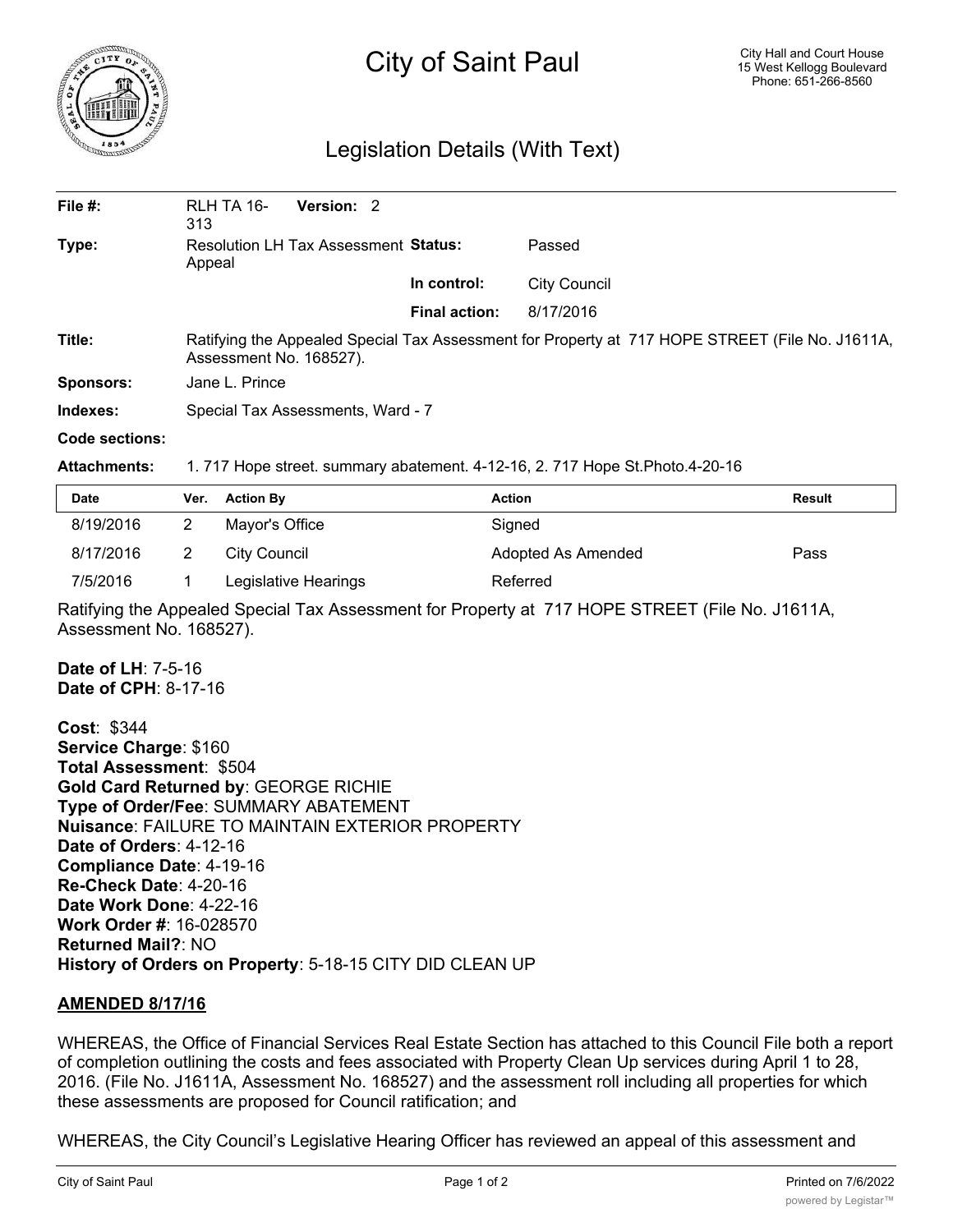# City of Saint Paul

City Hall and Court House
15 West Kellogg Boulevard
Phone: 651-266-8560

## Legislation Details (With Text)

| | | | |
|---|---|---|---|
| **File #:** | RLH TA 16-313 **Version:** 2 | | |
| **Type:** | Resolution LH Tax Assessment Appeal | **Status:** | Passed |
| | | **In control:** | City Council |
| | | **Final action:** | 8/17/2016 |
| **Title:** | Ratifying the Appealed Special Tax Assessment for Property at 717 HOPE STREET (File No. J1611A, Assessment No. 168527). | | |
| **Sponsors:** | Jane L. Prince | | |
| **Indexes:** | Special Tax Assessments, Ward - 7 | | |
| **Code sections:** | | | |
| **Attachments:** | 1. 717 Hope street. summary abatement. 4-12-16, 2. 717 Hope St.Photo.4-20-16 | | |

| Date | Ver. | Action By | Action | Result |
|---|---|---|---|---|
| 8/19/2016 | 2 | Mayor's Office | Signed | |
| 8/17/2016 | 2 | City Council | Adopted As Amended | Pass |
| 7/5/2016 | 1 | Legislative Hearings | Referred | |

Ratifying the Appealed Special Tax Assessment for Property at 717 HOPE STREET (File No. J1611A, Assessment No. 168527).

**Date of LH**: 7-5-16
**Date of CPH**: 8-17-16

**Cost**: $344
**Service Charge**: $160
**Total Assessment**: $504
**Gold Card Returned by**: GEORGE RICHIE
**Type of Order/Fee**: SUMMARY ABATEMENT
**Nuisance**: FAILURE TO MAINTAIN EXTERIOR PROPERTY
**Date of Orders**: 4-12-16
**Compliance Date**: 4-19-16
**Re-Check Date**: 4-20-16
**Date Work Done**: 4-22-16
**Work Order #**: 16-028570
**Returned Mail?**: NO
**History of Orders on Property**: 5-18-15 CITY DID CLEAN UP

**AMENDED 8/17/16**

WHEREAS, the Office of Financial Services Real Estate Section has attached to this Council File both a report of completion outlining the costs and fees associated with Property Clean Up services during April 1 to 28, 2016. (File No. J1611A, Assessment No. 168527) and the assessment roll including all properties for which these assessments are proposed for Council ratification; and

WHEREAS, the City Council's Legislative Hearing Officer has reviewed an appeal of this assessment and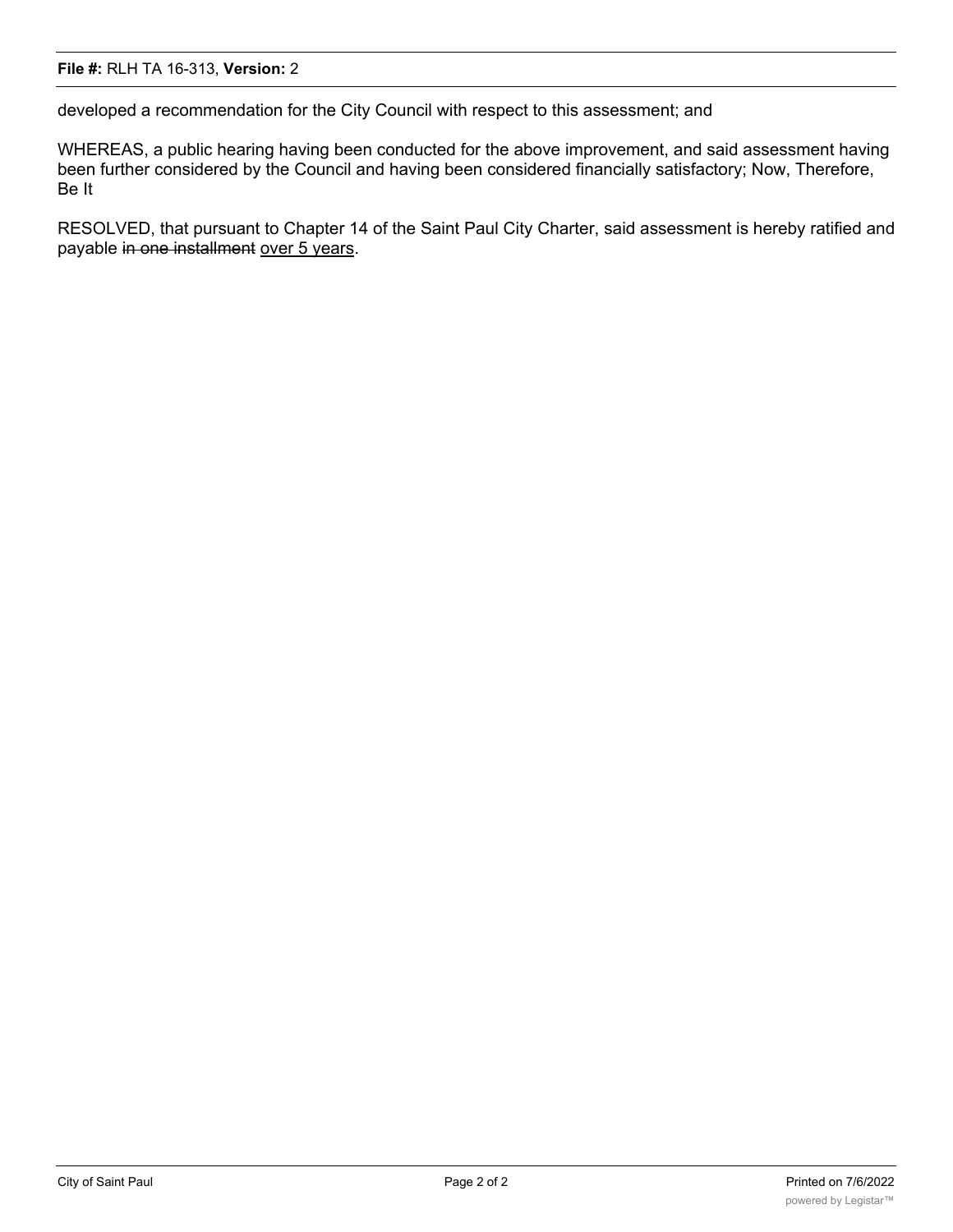developed a recommendation for the City Council with respect to this assessment; and

WHEREAS, a public hearing having been conducted for the above improvement, and said assessment having been further considered by the Council and having been considered financially satisfactory; Now, Therefore, Be It

RESOLVED, that pursuant to Chapter 14 of the Saint Paul City Charter, said assessment is hereby ratified and payable ~~in one installment~~ <u>over 5 years</u>.